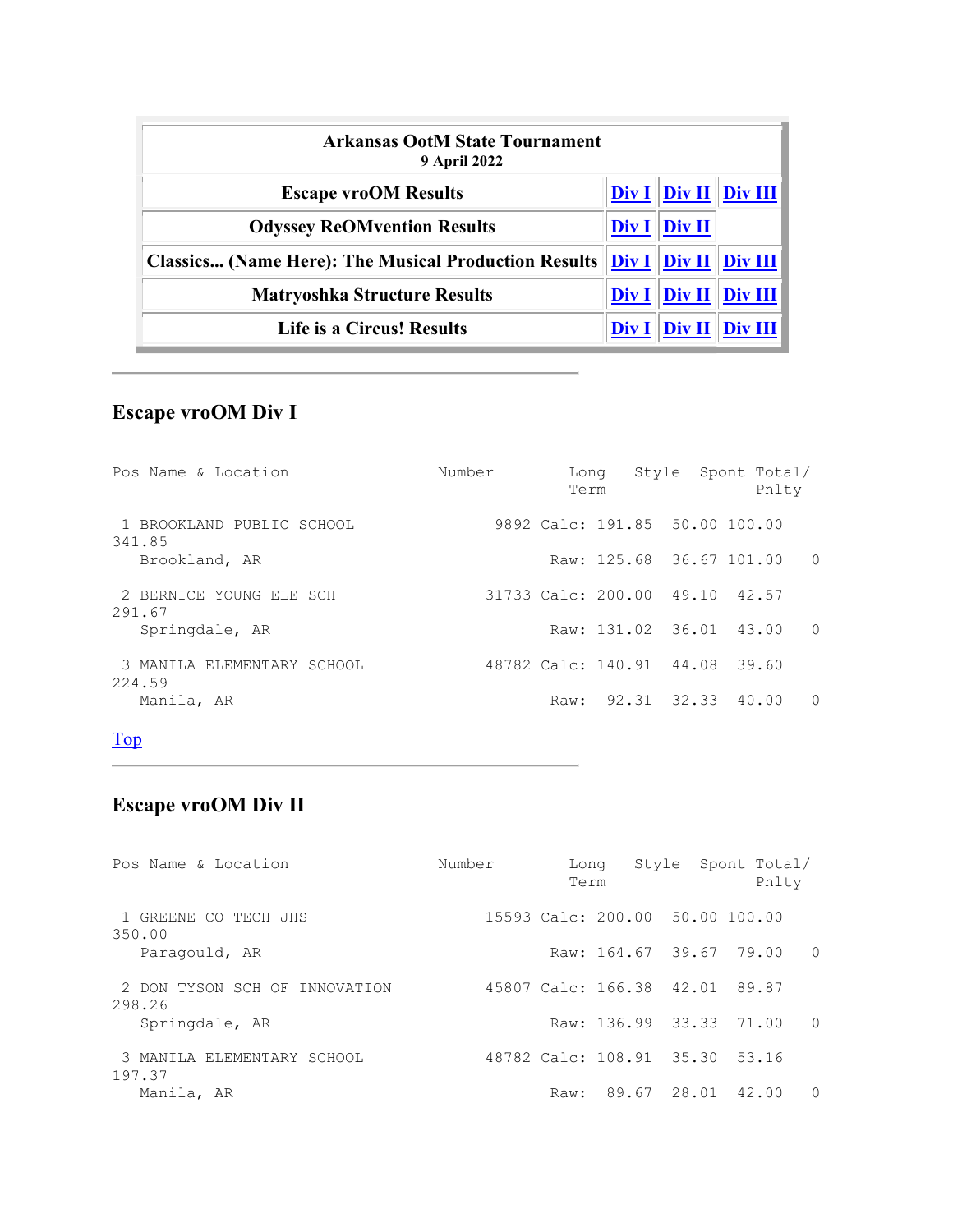| Arkansas OotM State Tournament<br>9 April 2022 | | | |
|---|---|---|---|
| Escape vroOM Results | Div I | Div II | Div III |
| Odyssey ReOMvention Results | Div I | Div II | |
| Classics... (Name Here): The Musical Production Results | Div I | Div II | Div III |
| Matryoshka Structure Results | Div I | Div II | Div III |
| Life is a Circus! Results | Div I | Div II | Div III |

---

## Escape vroOM Div I

| Pos | Name & Location | Number | | Long Term | Style | Spont | Total/ Pnlty |
|---|---|---|---|---|---|---|---|
| 1 | BROOKLAND PUBLIC SCHOOL | 9892 | Calc: | 191.85 | 50.00 | 100.00 | 341.85 |
| | Brookland, AR | | Raw: | 125.68 | 36.67 | 101.00 | 0 |
| 2 | BERNICE YOUNG ELE SCH | 31733 | Calc: | 200.00 | 49.10 | 42.57 | 291.67 |
| | Springdale, AR | | Raw: | 131.02 | 36.01 | 43.00 | 0 |
| 3 | MANILA ELEMENTARY SCHOOL | 48782 | Calc: | 140.91 | 44.08 | 39.60 | 224.59 |
| | Manila, AR | | Raw: | 92.31 | 32.33 | 40.00 | 0 |

Top

---

## Escape vroOM Div II

| Pos | Name & Location | Number | | Long Term | Style | Spont | Total/ Pnlty |
|---|---|---|---|---|---|---|---|
| 1 | GREENE CO TECH JHS | 15593 | Calc: | 200.00 | 50.00 | 100.00 | 350.00 |
| | Paragould, AR | | Raw: | 164.67 | 39.67 | 79.00 | 0 |
| 2 | DON TYSON SCH OF INNOVATION | 45807 | Calc: | 166.38 | 42.01 | 89.87 | 298.26 |
| | Springdale, AR | | Raw: | 136.99 | 33.33 | 71.00 | 0 |
| 3 | MANILA ELEMENTARY SCHOOL | 48782 | Calc: | 108.91 | 35.30 | 53.16 | 197.37 |
| | Manila, AR | | Raw: | 89.67 | 28.01 | 42.00 | 0 |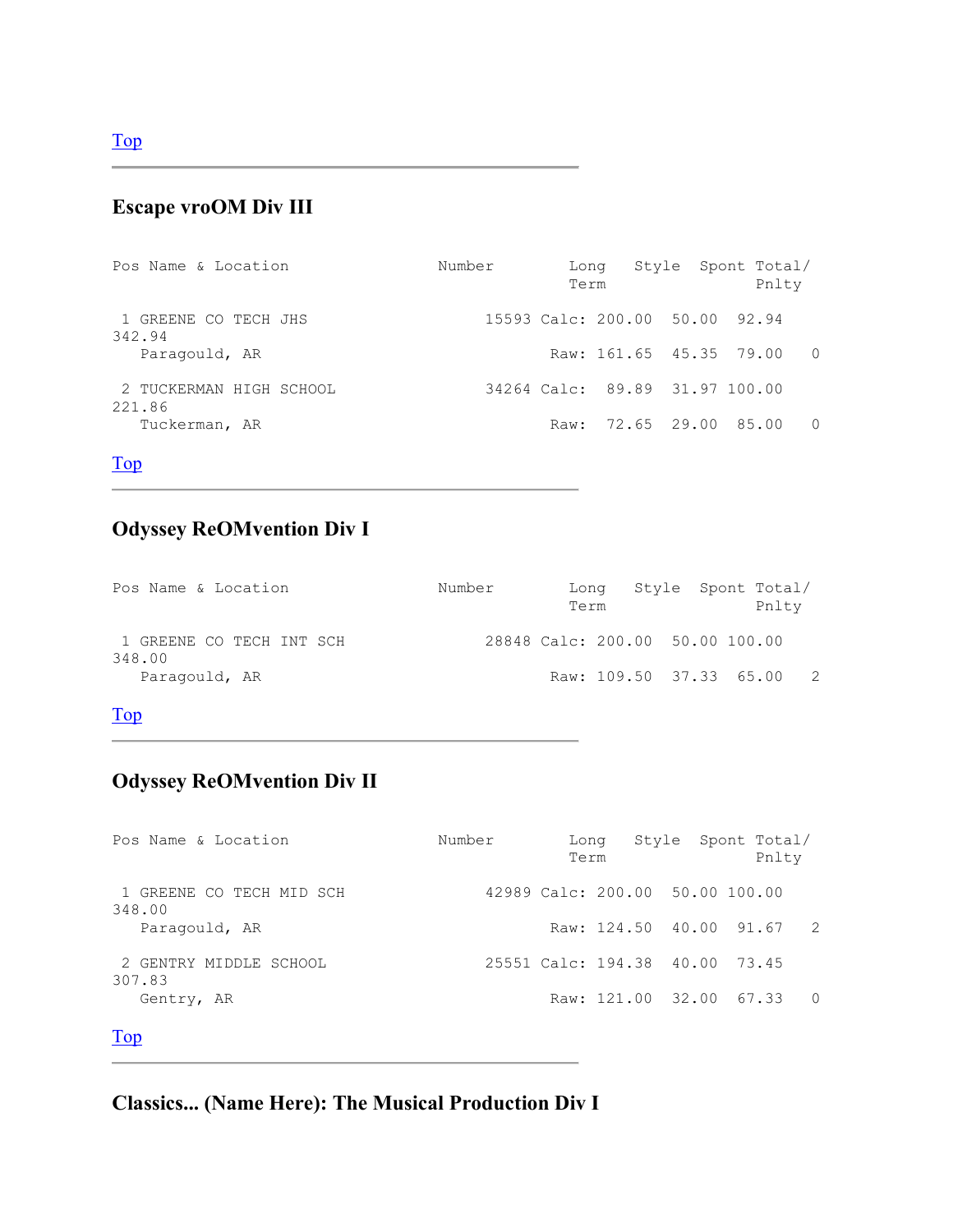Top

---

## Escape vroOM Div III

| Pos | Name & Location | Number | | Long Term | Style | Spont | Total/ Pnlty |
|---|---|---|---|---|---|---|---|
| 1 | GREENE CO TECH JHS | 15593 | Calc: | 200.00 | 50.00 | 92.94 | 342.94 |
| | Paragould, AR | | Raw: | 161.65 | 45.35 | 79.00 | 0 |
| 2 | TUCKERMAN HIGH SCHOOL | 34264 | Calc: | 89.89 | 31.97 | 100.00 | 221.86 |
| | Tuckerman, AR | | Raw: | 72.65 | 29.00 | 85.00 | 0 |

Top

---

## Odyssey ReOMvention Div I

| Pos | Name & Location | Number | | Long Term | Style | Spont | Total/ Pnlty |
|---|---|---|---|---|---|---|---|
| 1 | GREENE CO TECH INT SCH | 28848 | Calc: | 200.00 | 50.00 | 100.00 | 348.00 |
| | Paragould, AR | | Raw: | 109.50 | 37.33 | 65.00 | 2 |

Top

---

## Odyssey ReOMvention Div II

| Pos | Name & Location | Number | | Long Term | Style | Spont | Total/ Pnlty |
|---|---|---|---|---|---|---|---|
| 1 | GREENE CO TECH MID SCH | 42989 | Calc: | 200.00 | 50.00 | 100.00 | 348.00 |
| | Paragould, AR | | Raw: | 124.50 | 40.00 | 91.67 | 2 |
| 2 | GENTRY MIDDLE SCHOOL | 25551 | Calc: | 194.38 | 40.00 | 73.45 | 307.83 |
| | Gentry, AR | | Raw: | 121.00 | 32.00 | 67.33 | 0 |

Top

---

## Classics... (Name Here): The Musical Production Div I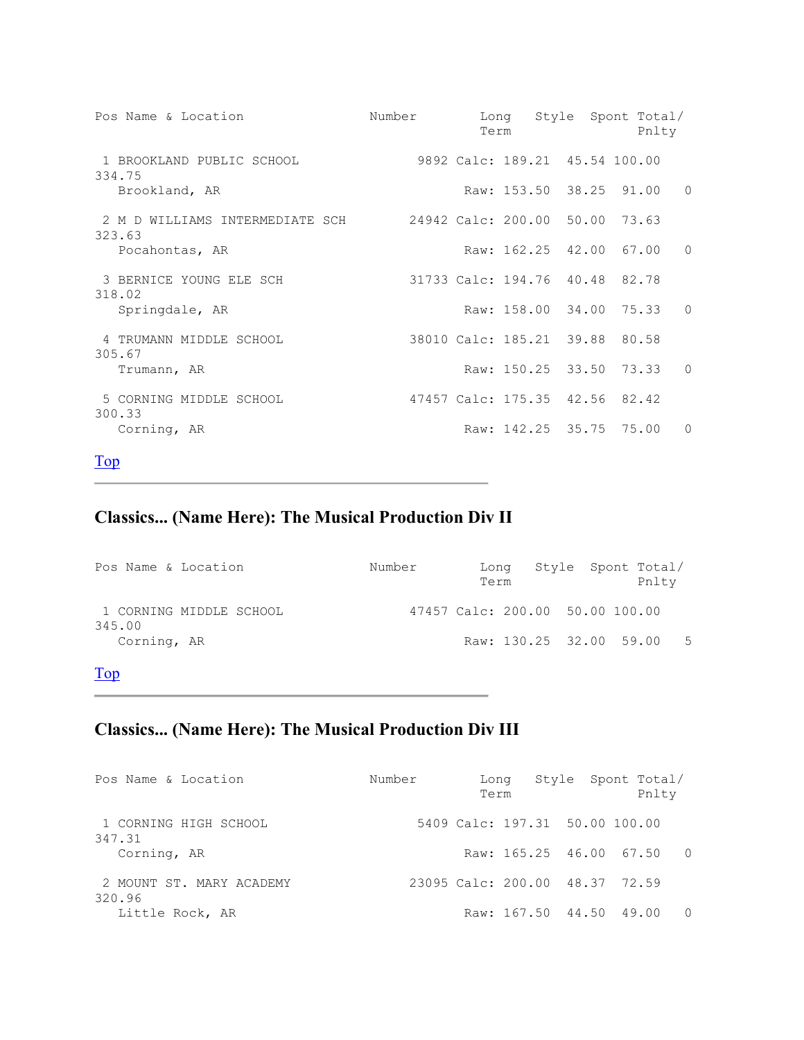| Pos | Name & Location | Number | | Long Term | Style | Spont | Total/ Pnlty |
|---|---|---|---|---|---|---|---|
| 1 | BROOKLAND PUBLIC SCHOOL | 9892 | Calc: | 189.21 | 45.54 | 100.00 | 334.75 |
| | Brookland, AR | | Raw: | 153.50 | 38.25 | 91.00 | 0 |
| 2 | M D WILLIAMS INTERMEDIATE SCH | 24942 | Calc: | 200.00 | 50.00 | 73.63 | 323.63 |
| | Pocahontas, AR | | Raw: | 162.25 | 42.00 | 67.00 | 0 |
| 3 | BERNICE YOUNG ELE SCH | 31733 | Calc: | 194.76 | 40.48 | 82.78 | 318.02 |
| | Springdale, AR | | Raw: | 158.00 | 34.00 | 75.33 | 0 |
| 4 | TRUMANN MIDDLE SCHOOL | 38010 | Calc: | 185.21 | 39.88 | 80.58 | 305.67 |
| | Trumann, AR | | Raw: | 150.25 | 33.50 | 73.33 | 0 |
| 5 | CORNING MIDDLE SCHOOL | 47457 | Calc: | 175.35 | 42.56 | 82.42 | 300.33 |
| | Corning, AR | | Raw: | 142.25 | 35.75 | 75.00 | 0 |

Top

---

## Classics... (Name Here): The Musical Production Div II

| Pos | Name & Location | Number | | Long Term | Style | Spont | Total/ Pnlty |
|---|---|---|---|---|---|---|---|
| 1 | CORNING MIDDLE SCHOOL | 47457 | Calc: | 200.00 | 50.00 | 100.00 | 345.00 |
| | Corning, AR | | Raw: | 130.25 | 32.00 | 59.00 | 5 |

Top

---

## Classics... (Name Here): The Musical Production Div III

| Pos | Name & Location | Number | | Long Term | Style | Spont | Total/ Pnlty |
|---|---|---|---|---|---|---|---|
| 1 | CORNING HIGH SCHOOL | 5409 | Calc: | 197.31 | 50.00 | 100.00 | 347.31 |
| | Corning, AR | | Raw: | 165.25 | 46.00 | 67.50 | 0 |
| 2 | MOUNT ST. MARY ACADEMY | 23095 | Calc: | 200.00 | 48.37 | 72.59 | 320.96 |
| | Little Rock, AR | | Raw: | 167.50 | 44.50 | 49.00 | 0 |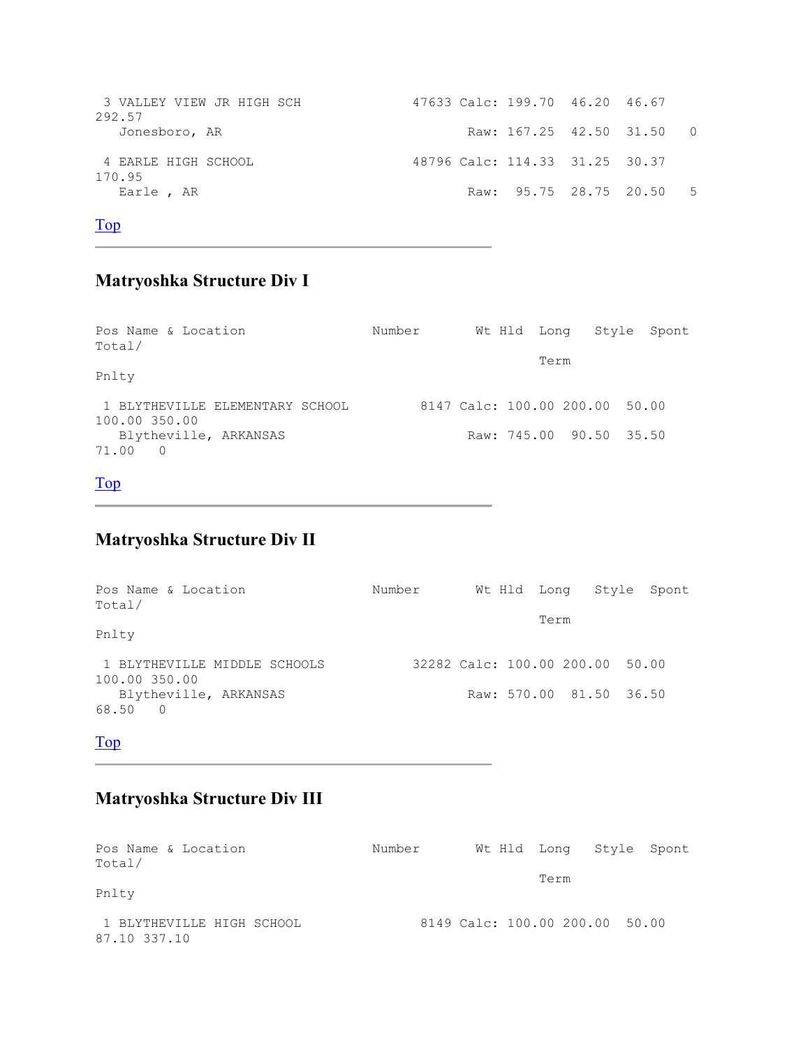```
 3 VALLEY VIEW JR HIGH SCH             47633 Calc: 199.70  46.20  46.67
292.57
   Jonesboro, AR                              Raw: 167.25  42.50  31.50   0

 4 EARLE HIGH SCHOOL                   48796 Calc: 114.33  31.25  30.37
170.95
   Earle , AR                                 Raw:  95.75  28.75  20.50   5
```

Top

## Matryoshka Structure Div I

```
Pos Name & Location                Number       Wt Hld  Long   Style  Spont
Total/
                                                        Term
Pnlty

 1 BLYTHEVILLE ELEMENTARY SCHOOL        8147 Calc: 100.00 200.00  50.00
100.00 350.00
   Blytheville, ARKANSAS                      Raw: 745.00  90.50  35.50
71.00    0
```

Top

## Matryoshka Structure Div II

```
Pos Name & Location                Number       Wt Hld  Long   Style  Spont
Total/
                                                        Term
Pnlty

 1 BLYTHEVILLE MIDDLE SCHOOLS          32282 Calc: 100.00 200.00  50.00
100.00 350.00
   Blytheville, ARKANSAS                      Raw: 570.00  81.50  36.50
68.50    0
```

Top

## Matryoshka Structure Div III

```
Pos Name & Location                Number       Wt Hld  Long   Style  Spont
Total/
                                                        Term
Pnlty

 1 BLYTHEVILLE HIGH SCHOOL              8149 Calc: 100.00 200.00  50.00
87.10 337.10
```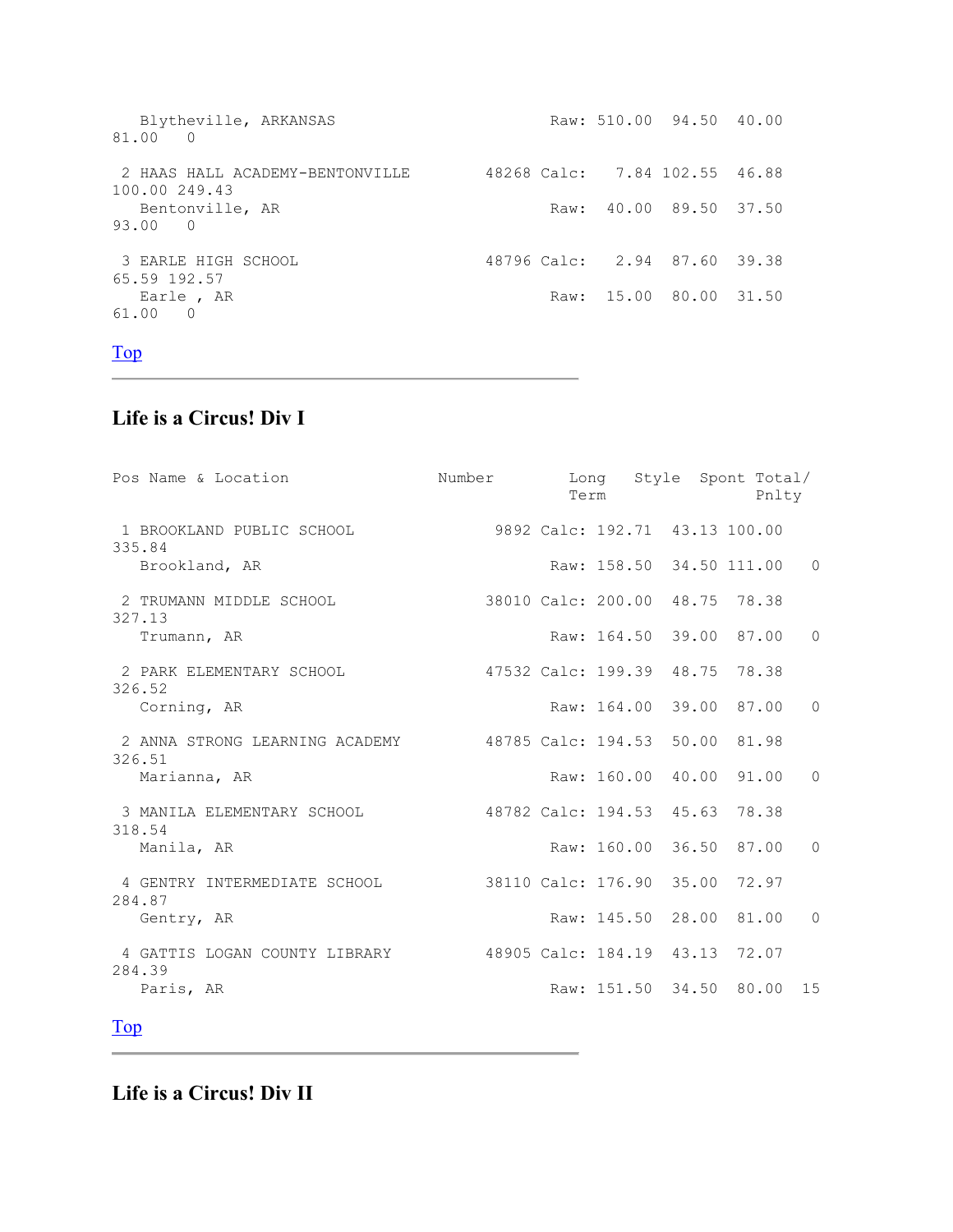Blytheville, ARKANSAS Raw: 510.00 94.50 40.00 81.00 0

| Pos | Name & Location | Number | | Long Term | Style | Spont | Total/ Pnlty |
|---|---|---|---|---|---|---|---|
| 2 | HAAS HALL ACADEMY-BENTONVILLE | 48268 | Calc: | 7.84 | 102.55 | 46.88 | 100.00 249.43 |
| | Bentonville, AR | | Raw: | 40.00 | 89.50 | 37.50 | 93.00 0 |
| 3 | EARLE HIGH SCHOOL | 48796 | Calc: | 2.94 | 87.60 | 39.38 | 65.59 192.57 |
| | Earle , AR | | Raw: | 15.00 | 80.00 | 31.50 | 61.00 0 |

[Top](#)

---

## Life is a Circus! Div I

| Pos | Name & Location | Number | | Long Term | Style | Spont | Total/ Pnlty |
|---|---|---|---|---|---|---|---|
| 1 | BROOKLAND PUBLIC SCHOOL | 9892 | Calc: | 192.71 | 43.13 | 100.00 | 335.84 |
| | Brookland, AR | | Raw: | 158.50 | 34.50 | 111.00 | 0 |
| 2 | TRUMANN MIDDLE SCHOOL | 38010 | Calc: | 200.00 | 48.75 | 78.38 | 327.13 |
| | Trumann, AR | | Raw: | 164.50 | 39.00 | 87.00 | 0 |
| 2 | PARK ELEMENTARY SCHOOL | 47532 | Calc: | 199.39 | 48.75 | 78.38 | 326.52 |
| | Corning, AR | | Raw: | 164.00 | 39.00 | 87.00 | 0 |
| 2 | ANNA STRONG LEARNING ACADEMY | 48785 | Calc: | 194.53 | 50.00 | 81.98 | 326.51 |
| | Marianna, AR | | Raw: | 160.00 | 40.00 | 91.00 | 0 |
| 3 | MANILA ELEMENTARY SCHOOL | 48782 | Calc: | 194.53 | 45.63 | 78.38 | 318.54 |
| | Manila, AR | | Raw: | 160.00 | 36.50 | 87.00 | 0 |
| 4 | GENTRY INTERMEDIATE SCHOOL | 38110 | Calc: | 176.90 | 35.00 | 72.97 | 284.87 |
| | Gentry, AR | | Raw: | 145.50 | 28.00 | 81.00 | 0 |
| 4 | GATTIS LOGAN COUNTY LIBRARY | 48905 | Calc: | 184.19 | 43.13 | 72.07 | 284.39 |
| | Paris, AR | | Raw: | 151.50 | 34.50 | 80.00 | 15 |

[Top](#)

---

## Life is a Circus! Div II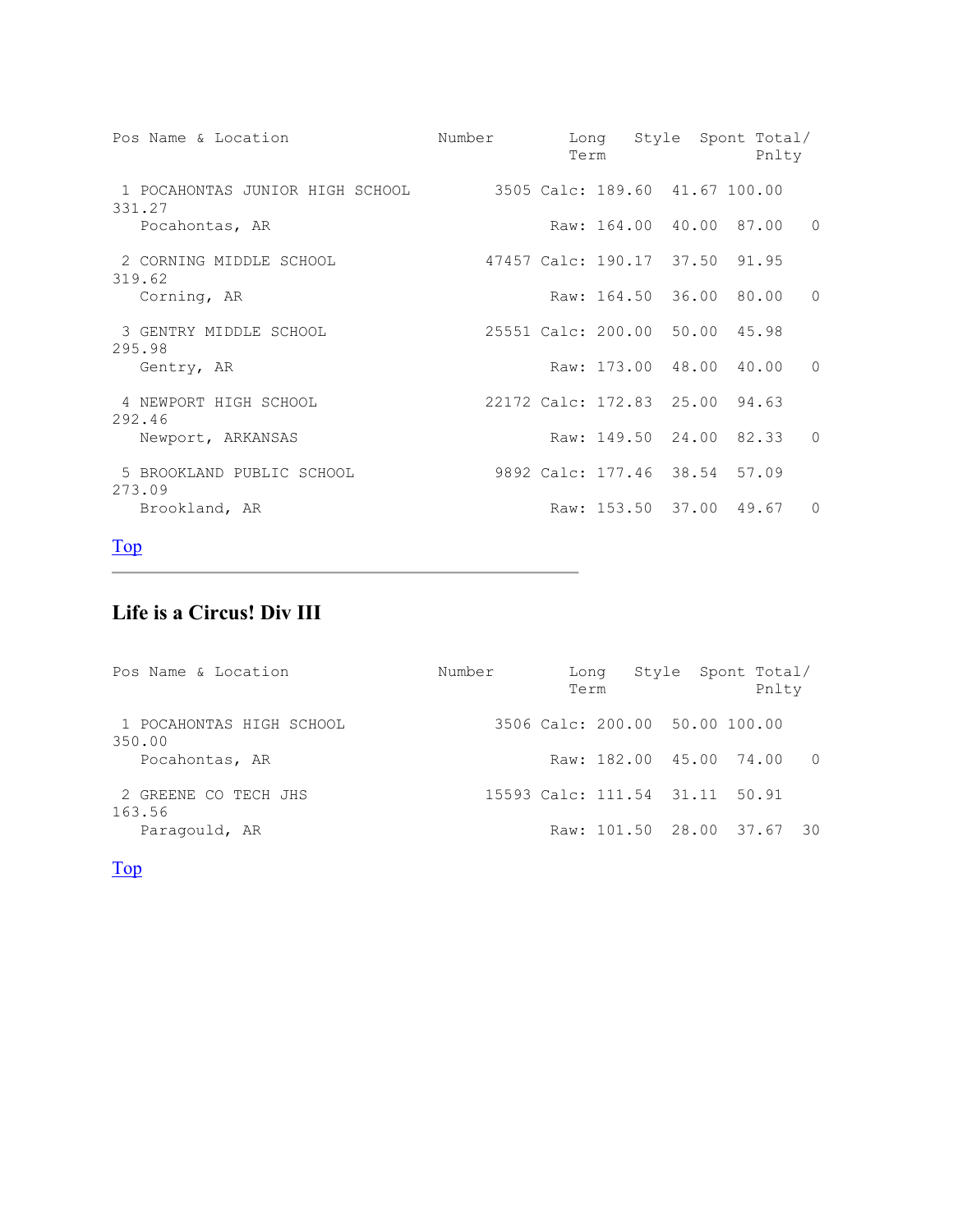| Pos | Name & Location | Number | | Long Term | Style | Spont | Total/ Pnlty |
|---|---|---|---|---|---|---|---|
| 1 | POCAHONTAS JUNIOR HIGH SCHOOL | 3505 | Calc: | 189.60 | 41.67 | 100.00 | 331.27 |
| | Pocahontas, AR | | Raw: | 164.00 | 40.00 | 87.00 | 0 |
| 2 | CORNING MIDDLE SCHOOL | 47457 | Calc: | 190.17 | 37.50 | 91.95 | 319.62 |
| | Corning, AR | | Raw: | 164.50 | 36.00 | 80.00 | 0 |
| 3 | GENTRY MIDDLE SCHOOL | 25551 | Calc: | 200.00 | 50.00 | 45.98 | 295.98 |
| | Gentry, AR | | Raw: | 173.00 | 48.00 | 40.00 | 0 |
| 4 | NEWPORT HIGH SCHOOL | 22172 | Calc: | 172.83 | 25.00 | 94.63 | 292.46 |
| | Newport, ARKANSAS | | Raw: | 149.50 | 24.00 | 82.33 | 0 |
| 5 | BROOKLAND PUBLIC SCHOOL | 9892 | Calc: | 177.46 | 38.54 | 57.09 | 273.09 |
| | Brookland, AR | | Raw: | 153.50 | 37.00 | 49.67 | 0 |

Top

---

## Life is a Circus! Div III

| Pos | Name & Location | Number | | Long Term | Style | Spont | Total/ Pnlty |
|---|---|---|---|---|---|---|---|
| 1 | POCAHONTAS HIGH SCHOOL | 3506 | Calc: | 200.00 | 50.00 | 100.00 | 350.00 |
| | Pocahontas, AR | | Raw: | 182.00 | 45.00 | 74.00 | 0 |
| 2 | GREENE CO TECH JHS | 15593 | Calc: | 111.54 | 31.11 | 50.91 | 163.56 |
| | Paragould, AR | | Raw: | 101.50 | 28.00 | 37.67 | 30 |

Top